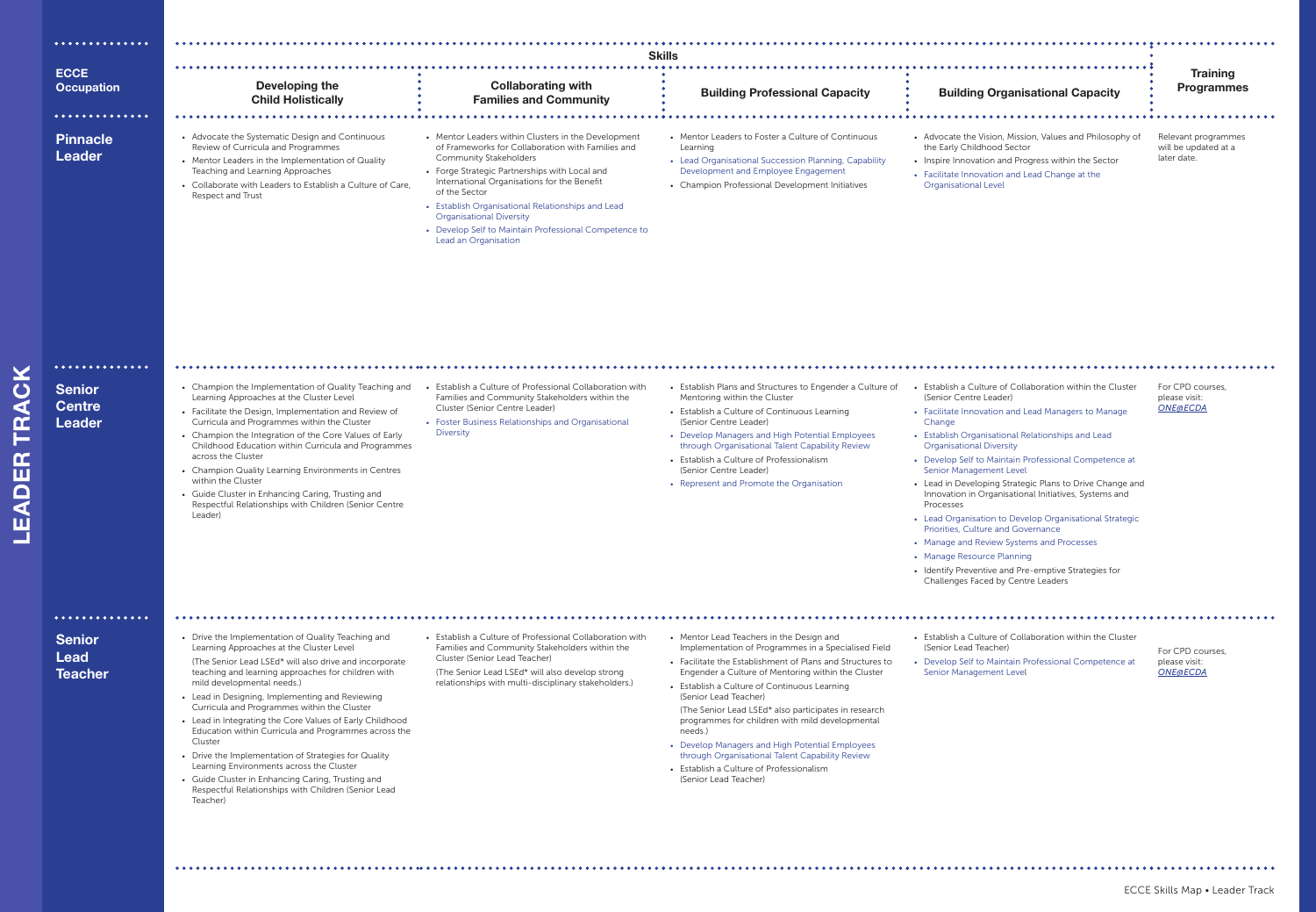# LEADER TRACK

| ECCE Occupation | Skills: Developing the Child Holistically | Skills: Collaborating with Families and Community | Skills: Building Professional Capacity | Skills: Building Organisational Capacity | Training Programmes |
|---|---|---|---|---|---|
| **Pinnacle Leader** | • Advocate the Systematic Design and Continuous Review of Curricula and Programmes<br>• Mentor Leaders in the Implementation of Quality Teaching and Learning Approaches<br>• Collaborate with Leaders to Establish a Culture of Care, Respect and Trust | • Mentor Leaders within Clusters in the Development of Frameworks for Collaboration with Families and Community Stakeholders<br>• Forge Strategic Partnerships with Local and International Organisations for the Benefit of the Sector<br>• Establish Organisational Relationships and Lead Organisational Diversity<br>• Develop Self to Maintain Professional Competence to Lead an Organisation | • Mentor Leaders to Foster a Culture of Continuous Learning<br>• Lead Organisational Succession Planning, Capability Development and Employee Engagement<br>• Champion Professional Development Initiatives | • Advocate the Vision, Mission, Values and Philosophy of the Early Childhood Sector<br>• Inspire Innovation and Progress within the Sector<br>• Facilitate Innovation and Lead Change at the Organisational Level | Relevant programmes will be updated at a later date. |
| **Senior Centre Leader** | • Champion the Implementation of Quality Teaching and Learning Approaches at the Cluster Level<br>• Facilitate the Design, Implementation and Review of Curricula and Programmes within the Cluster<br>• Champion the Integration of the Core Values of Early Childhood Education within Curricula and Programmes across the Cluster<br>• Champion Quality Learning Environments in Centres within the Cluster<br>• Guide Cluster in Enhancing Caring, Trusting and Respectful Relationships with Children (Senior Centre Leader) | • Establish a Culture of Professional Collaboration with Families and Community Stakeholders within the Cluster (Senior Centre Leader)<br>• Foster Business Relationships and Organisational Diversity | • Establish Plans and Structures to Engender a Culture of Mentoring within the Cluster<br>• Establish a Culture of Continuous Learning (Senior Centre Leader)<br>• Develop Managers and High Potential Employees through Organisational Talent Capability Review<br>• Establish a Culture of Professionalism (Senior Centre Leader)<br>• Represent and Promote the Organisation | • Establish a Culture of Collaboration within the Cluster (Senior Centre Leader)<br>• Facilitate Innovation and Lead Managers to Manage Change<br>• Establish Organisational Relationships and Lead Organisational Diversity<br>• Develop Self to Maintain Professional Competence at Senior Management Level<br>• Lead in Developing Strategic Plans to Drive Change and Innovation in Organisational Initiatives, Systems and Processes<br>• Lead Organisation to Develop Organisational Strategic Priorities, Culture and Governance<br>• Manage and Review Systems and Processes<br>• Manage Resource Planning<br>• Identify Preventive and Pre-emptive Strategies for Challenges Faced by Centre Leaders | For CPD courses, please visit: *ONE@ECDA* |
| **Senior Lead Teacher** | • Drive the Implementation of Quality Teaching and Learning Approaches at the Cluster Level<br>(The Senior Lead LSEd* will also drive and incorporate teaching and learning approaches for children with mild developmental needs.)<br>• Lead in Designing, Implementing and Reviewing Curricula and Programmes within the Cluster<br>• Lead in Integrating the Core Values of Early Childhood Education within Curricula and Programmes across the Cluster<br>• Drive the Implementation of Strategies for Quality Learning Environments across the Cluster<br>• Guide Cluster in Enhancing Caring, Trusting and Respectful Relationships with Children (Senior Lead Teacher) | • Establish a Culture of Professional Collaboration with Families and Community Stakeholders within the Cluster (Senior Lead Teacher)<br>(The Senior Lead LSEd* will also develop strong relationships with multi-disciplinary stakeholders.) | • Mentor Lead Teachers in the Design and Implementation of Programmes in a Specialised Field<br>• Facilitate the Establishment of Plans and Structures to Engender a Culture of Mentoring within the Cluster<br>• Establish a Culture of Continuous Learning (Senior Lead Teacher)<br>(The Senior Lead LSEd* also participates in research programmes for children with mild developmental needs.)<br>• Develop Managers and High Potential Employees through Organisational Talent Capability Review<br>• Establish a Culture of Professionalism (Senior Lead Teacher) | • Establish a Culture of Collaboration within the Cluster (Senior Lead Teacher)<br>• Develop Self to Maintain Professional Competence at Senior Management Level | For CPD courses, please visit: *ONE@ECDA* |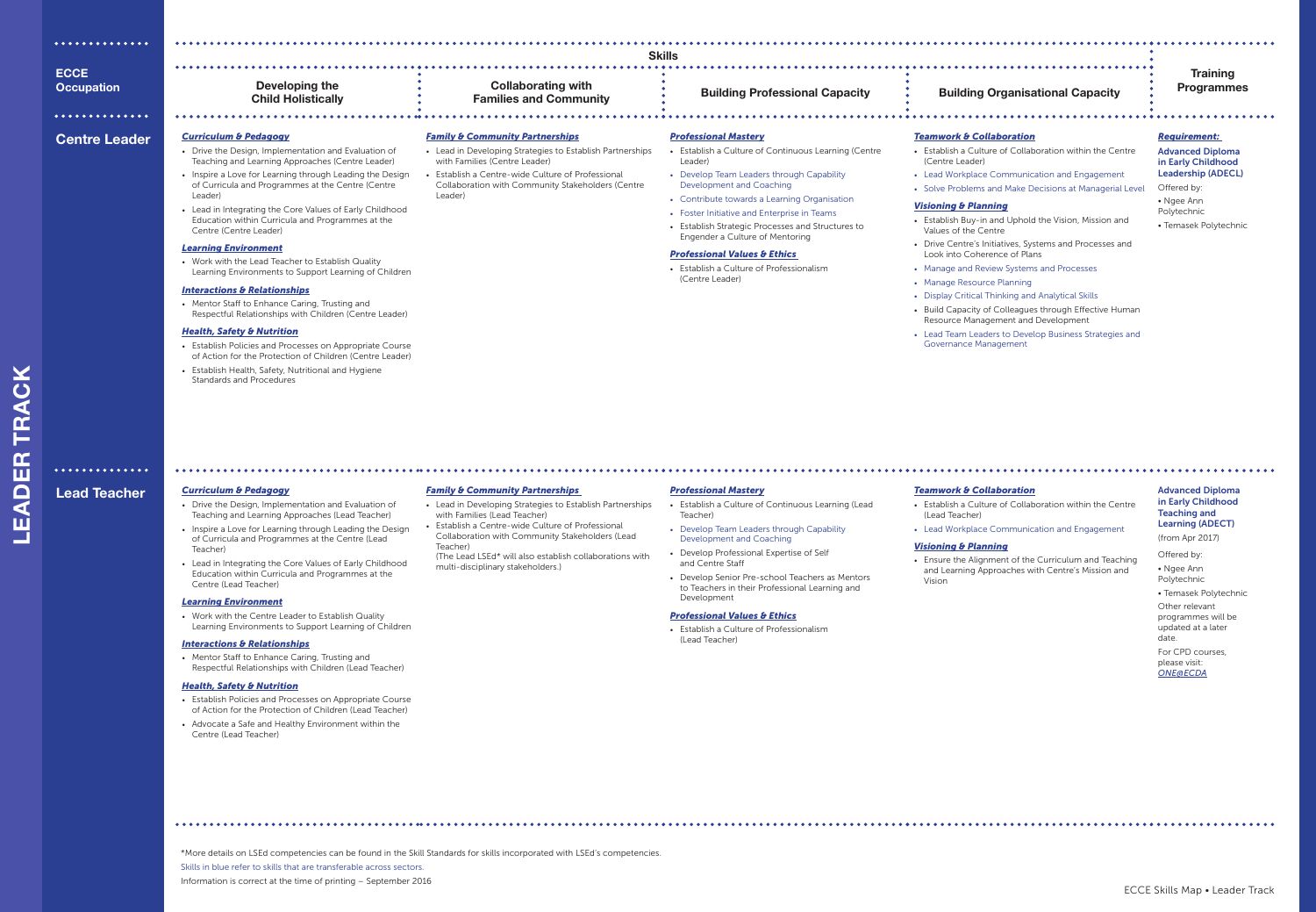# LEADER TRACK

| ECCE Occupation | Skills: Developing the Child Holistically | Skills: Collaborating with Families and Community | Skills: Building Professional Capacity | Skills: Building Organisational Capacity | Training Programmes |
|---|---|---|---|---|---|
| **Centre Leader** | ***Curriculum & Pedagogy***<br>• Drive the Design, Implementation and Evaluation of Teaching and Learning Approaches (Centre Leader)<br>• Inspire a Love for Learning through Leading the Design of Curricula and Programmes at the Centre (Centre Leader)<br>• Lead in Integrating the Core Values of Early Childhood Education within Curricula and Programmes at the Centre (Centre Leader)<br>***Learning Environment***<br>• Work with the Lead Teacher to Establish Quality Learning Environments to Support Learning of Children<br>***Interactions & Relationships***<br>• Mentor Staff to Enhance Caring, Trusting and Respectful Relationships with Children (Centre Leader)<br>***Health, Safety & Nutrition***<br>• Establish Policies and Processes on Appropriate Course of Action for the Protection of Children (Centre Leader)<br>• Establish Health, Safety, Nutritional and Hygiene Standards and Procedures | ***Family & Community Partnerships***<br>• Lead in Developing Strategies to Establish Partnerships with Families (Centre Leader)<br>• Establish a Centre-wide Culture of Professional Collaboration with Community Stakeholders (Centre Leader) | ***Professional Mastery***<br>• Establish a Culture of Continuous Learning (Centre Leader)<br>• Develop Team Leaders through Capability Development and Coaching<br>• Contribute towards a Learning Organisation<br>• Foster Initiative and Enterprise in Teams<br>• Establish Strategic Processes and Structures to Engender a Culture of Mentoring<br>***Professional Values & Ethics***<br>• Establish a Culture of Professionalism (Centre Leader) | ***Teamwork & Collaboration***<br>• Establish a Culture of Collaboration within the Centre (Centre Leader)<br>• Lead Workplace Communication and Engagement<br>• Solve Problems and Make Decisions at Managerial Level<br>***Visioning & Planning***<br>• Establish Buy-in and Uphold the Vision, Mission and Values of the Centre<br>• Drive Centre's Initiatives, Systems and Processes and Look into Coherence of Plans<br>• Manage and Review Systems and Processes<br>• Manage Resource Planning<br>• Display Critical Thinking and Analytical Skills<br>• Build Capacity of Colleagues through Effective Human Resource Management and Development<br>• Lead Team Leaders to Develop Business Strategies and Governance Management | ***Requirement:***<br>**Advanced Diploma in Early Childhood Leadership (ADECL)**<br>Offered by:<br>• Ngee Ann Polytechnic<br>• Temasek Polytechnic |
| **Lead Teacher** | ***Curriculum & Pedagogy***<br>• Drive the Design, Implementation and Evaluation of Teaching and Learning Approaches (Lead Teacher)<br>• Inspire a Love for Learning through Leading the Design of Curricula and Programmes at the Centre (Lead Teacher)<br>• Lead in Integrating the Core Values of Early Childhood Education within Curricula and Programmes at the Centre (Lead Teacher)<br>***Learning Environment***<br>• Work with the Centre Leader to Establish Quality Learning Environments to Support Learning of Children<br>***Interactions & Relationships***<br>• Mentor Staff to Enhance Caring, Trusting and Respectful Relationships with Children (Lead Teacher)<br>***Health, Safety & Nutrition***<br>• Establish Policies and Processes on Appropriate Course of Action for the Protection of Children (Lead Teacher)<br>• Advocate a Safe and Healthy Environment within the Centre (Lead Teacher) | ***Family & Community Partnerships***<br>• Lead in Developing Strategies to Establish Partnerships with Families (Lead Teacher)<br>• Establish a Centre-wide Culture of Professional Collaboration with Community Stakeholders (Lead Teacher)<br>(The Lead LSEd* will also establish collaborations with multi-disciplinary stakeholders.) | ***Professional Mastery***<br>• Establish a Culture of Continuous Learning (Lead Teacher)<br>• Develop Team Leaders through Capability Development and Coaching<br>• Develop Professional Expertise of Self and Centre Staff<br>• Develop Senior Pre-school Teachers as Mentors to Teachers in their Professional Learning and Development<br>***Professional Values & Ethics***<br>• Establish a Culture of Professionalism (Lead Teacher) | ***Teamwork & Collaboration***<br>• Establish a Culture of Collaboration within the Centre (Lead Teacher)<br>• Lead Workplace Communication and Engagement<br>***Visioning & Planning***<br>• Ensure the Alignment of the Curriculum and Teaching and Learning Approaches with Centre's Mission and Vision | **Advanced Diploma in Early Childhood Teaching and Learning (ADECT)**<br>(from Apr 2017)<br>Offered by:<br>• Ngee Ann Polytechnic<br>• Temasek Polytechnic<br>Other relevant programmes will be updated at a later date.<br>For CPD courses, please visit: *ONE@ECDA* |

*More details on LSEd competencies can be found in the Skill Standards for skills incorporated with LSEd's competencies.

Skills in blue refer to skills that are transferable across sectors.

Information is correct at the time of printing – September 2016